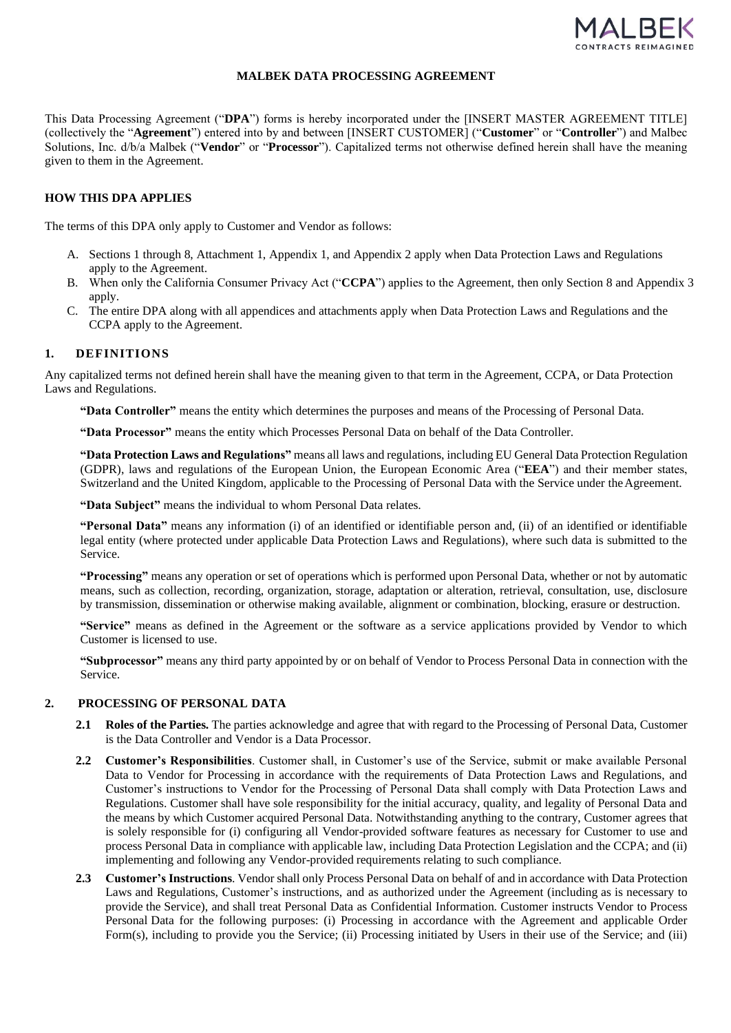# MALBEK DATA PROCESSING AGREEMENT

This Data Processing Agreement ("**DPA**") forms is hereby incorporated under the [INSERT MASTER AGREEMENT TITLE] (collectively the "**Agreement**") entered into by and between [INSERT CUSTOMER] ("**Customer**" or "**Controller**") and Malbec Solutions, Inc. d/b/a Malbek ("**Vendor**" or "**Processor**"). Capitalized terms not otherwise defined herein shall have the meaning given to them in the Agreement.

## HOW THIS DPA APPLIES

The terms of this DPA only apply to Customer and Vendor as follows:

A. Sections 1 through 8, Attachment 1, Appendix 1, and Appendix 2 apply when Data Protection Laws and Regulations apply to the Agreement.
B. When only the California Consumer Privacy Act ("**CCPA**") applies to the Agreement, then only Section 8 and Appendix 3 apply.
C. The entire DPA along with all appendices and attachments apply when Data Protection Laws and Regulations and the CCPA apply to the Agreement.

## 1. DEFINITIONS

Any capitalized terms not defined herein shall have the meaning given to that term in the Agreement, CCPA, or Data Protection Laws and Regulations.

**"Data Controller"** means the entity which determines the purposes and means of the Processing of Personal Data.

**"Data Processor"** means the entity which Processes Personal Data on behalf of the Data Controller.

**"Data Protection Laws and Regulations"** means all laws and regulations, including EU General Data Protection Regulation (GDPR), laws and regulations of the European Union, the European Economic Area ("**EEA**") and their member states, Switzerland and the United Kingdom, applicable to the Processing of Personal Data with the Service under the Agreement.

**"Data Subject"** means the individual to whom Personal Data relates.

**"Personal Data"** means any information (i) of an identified or identifiable person and, (ii) of an identified or identifiable legal entity (where protected under applicable Data Protection Laws and Regulations), where such data is submitted to the Service.

**"Processing"** means any operation or set of operations which is performed upon Personal Data, whether or not by automatic means, such as collection, recording, organization, storage, adaptation or alteration, retrieval, consultation, use, disclosure by transmission, dissemination or otherwise making available, alignment or combination, blocking, erasure or destruction.

**"Service"** means as defined in the Agreement or the software as a service applications provided by Vendor to which Customer is licensed to use.

**"Subprocessor"** means any third party appointed by or on behalf of Vendor to Process Personal Data in connection with the Service.

## 2. PROCESSING OF PERSONAL DATA

**2.1 Roles of the Parties.** The parties acknowledge and agree that with regard to the Processing of Personal Data, Customer is the Data Controller and Vendor is a Data Processor.

**2.2 Customer's Responsibilities**. Customer shall, in Customer's use of the Service, submit or make available Personal Data to Vendor for Processing in accordance with the requirements of Data Protection Laws and Regulations, and Customer's instructions to Vendor for the Processing of Personal Data shall comply with Data Protection Laws and Regulations. Customer shall have sole responsibility for the initial accuracy, quality, and legality of Personal Data and the means by which Customer acquired Personal Data. Notwithstanding anything to the contrary, Customer agrees that is solely responsible for (i) configuring all Vendor-provided software features as necessary for Customer to use and process Personal Data in compliance with applicable law, including Data Protection Legislation and the CCPA; and (ii) implementing and following any Vendor-provided requirements relating to such compliance.

**2.3 Customer's Instructions**. Vendor shall only Process Personal Data on behalf of and in accordance with Data Protection Laws and Regulations, Customer's instructions, and as authorized under the Agreement (including as is necessary to provide the Service), and shall treat Personal Data as Confidential Information. Customer instructs Vendor to Process Personal Data for the following purposes: (i) Processing in accordance with the Agreement and applicable Order Form(s), including to provide you the Service; (ii) Processing initiated by Users in their use of the Service; and (iii)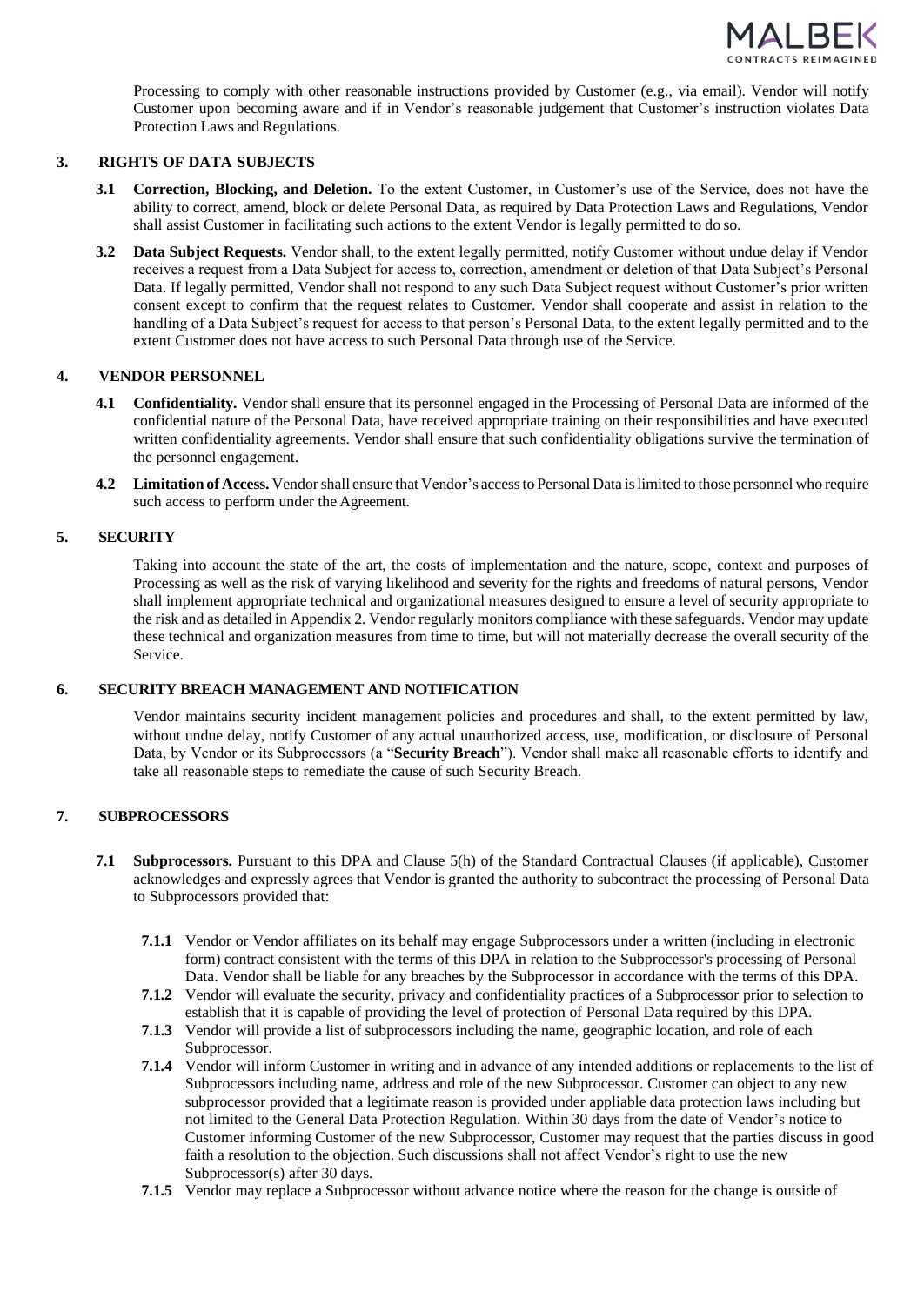Processing to comply with other reasonable instructions provided by Customer (e.g., via email). Vendor will notify Customer upon becoming aware and if in Vendor's reasonable judgement that Customer's instruction violates Data Protection Laws and Regulations.

## 3. RIGHTS OF DATA SUBJECTS

**3.1 Correction, Blocking, and Deletion.** To the extent Customer, in Customer's use of the Service, does not have the ability to correct, amend, block or delete Personal Data, as required by Data Protection Laws and Regulations, Vendor shall assist Customer in facilitating such actions to the extent Vendor is legally permitted to do so.

**3.2 Data Subject Requests.** Vendor shall, to the extent legally permitted, notify Customer without undue delay if Vendor receives a request from a Data Subject for access to, correction, amendment or deletion of that Data Subject's Personal Data. If legally permitted, Vendor shall not respond to any such Data Subject request without Customer's prior written consent except to confirm that the request relates to Customer. Vendor shall cooperate and assist in relation to the handling of a Data Subject's request for access to that person's Personal Data, to the extent legally permitted and to the extent Customer does not have access to such Personal Data through use of the Service.

## 4. VENDOR PERSONNEL

**4.1 Confidentiality.** Vendor shall ensure that its personnel engaged in the Processing of Personal Data are informed of the confidential nature of the Personal Data, have received appropriate training on their responsibilities and have executed written confidentiality agreements. Vendor shall ensure that such confidentiality obligations survive the termination of the personnel engagement.

**4.2 Limitation of Access.** Vendor shall ensure that Vendor's access to Personal Data is limited to those personnel who require such access to perform under the Agreement.

## 5. SECURITY

Taking into account the state of the art, the costs of implementation and the nature, scope, context and purposes of Processing as well as the risk of varying likelihood and severity for the rights and freedoms of natural persons, Vendor shall implement appropriate technical and organizational measures designed to ensure a level of security appropriate to the risk and as detailed in Appendix 2. Vendor regularly monitors compliance with these safeguards. Vendor may update these technical and organization measures from time to time, but will not materially decrease the overall security of the Service.

## 6. SECURITY BREACH MANAGEMENT AND NOTIFICATION

Vendor maintains security incident management policies and procedures and shall, to the extent permitted by law, without undue delay, notify Customer of any actual unauthorized access, use, modification, or disclosure of Personal Data, by Vendor or its Subprocessors (a "**Security Breach**"). Vendor shall make all reasonable efforts to identify and take all reasonable steps to remediate the cause of such Security Breach.

## 7. SUBPROCESSORS

**7.1 Subprocessors.** Pursuant to this DPA and Clause 5(h) of the Standard Contractual Clauses (if applicable), Customer acknowledges and expressly agrees that Vendor is granted the authority to subcontract the processing of Personal Data to Subprocessors provided that:

**7.1.1** Vendor or Vendor affiliates on its behalf may engage Subprocessors under a written (including in electronic form) contract consistent with the terms of this DPA in relation to the Subprocessor's processing of Personal Data. Vendor shall be liable for any breaches by the Subprocessor in accordance with the terms of this DPA.

**7.1.2** Vendor will evaluate the security, privacy and confidentiality practices of a Subprocessor prior to selection to establish that it is capable of providing the level of protection of Personal Data required by this DPA.

**7.1.3** Vendor will provide a list of subprocessors including the name, geographic location, and role of each Subprocessor.

**7.1.4** Vendor will inform Customer in writing and in advance of any intended additions or replacements to the list of Subprocessors including name, address and role of the new Subprocessor. Customer can object to any new subprocessor provided that a legitimate reason is provided under appliable data protection laws including but not limited to the General Data Protection Regulation. Within 30 days from the date of Vendor's notice to Customer informing Customer of the new Subprocessor, Customer may request that the parties discuss in good faith a resolution to the objection. Such discussions shall not affect Vendor's right to use the new Subprocessor(s) after 30 days.

**7.1.5** Vendor may replace a Subprocessor without advance notice where the reason for the change is outside of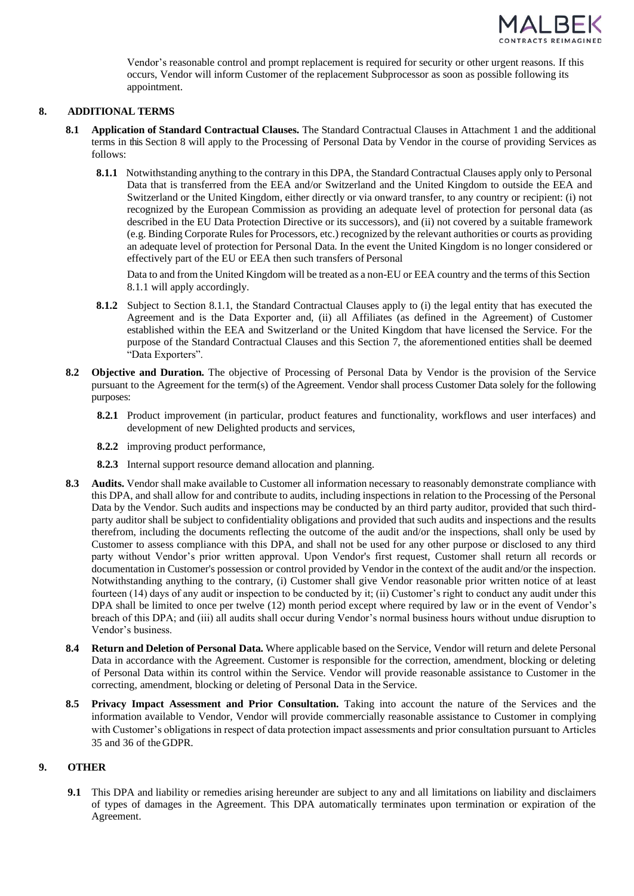Vendor's reasonable control and prompt replacement is required for security or other urgent reasons. If this occurs, Vendor will inform Customer of the replacement Subprocessor as soon as possible following its appointment.

## 8. ADDITIONAL TERMS

**8.1 Application of Standard Contractual Clauses.** The Standard Contractual Clauses in Attachment 1 and the additional terms in this Section 8 will apply to the Processing of Personal Data by Vendor in the course of providing Services as follows:

**8.1.1** Notwithstanding anything to the contrary in this DPA, the Standard Contractual Clauses apply only to Personal Data that is transferred from the EEA and/or Switzerland and the United Kingdom to outside the EEA and Switzerland or the United Kingdom, either directly or via onward transfer, to any country or recipient: (i) not recognized by the European Commission as providing an adequate level of protection for personal data (as described in the EU Data Protection Directive or its successors), and (ii) not covered by a suitable framework (e.g. Binding Corporate Rules for Processors, etc.) recognized by the relevant authorities or courts as providing an adequate level of protection for Personal Data. In the event the United Kingdom is no longer considered or effectively part of the EU or EEA then such transfers of Personal

Data to and from the United Kingdom will be treated as a non-EU or EEA country and the terms of this Section 8.1.1 will apply accordingly.

**8.1.2** Subject to Section 8.1.1, the Standard Contractual Clauses apply to (i) the legal entity that has executed the Agreement and is the Data Exporter and, (ii) all Affiliates (as defined in the Agreement) of Customer established within the EEA and Switzerland or the United Kingdom that have licensed the Service. For the purpose of the Standard Contractual Clauses and this Section 7, the aforementioned entities shall be deemed "Data Exporters".

**8.2 Objective and Duration.** The objective of Processing of Personal Data by Vendor is the provision of the Service pursuant to the Agreement for the term(s) of the Agreement. Vendor shall process Customer Data solely for the following purposes:

**8.2.1** Product improvement (in particular, product features and functionality, workflows and user interfaces) and development of new Delighted products and services,

**8.2.2** improving product performance,

**8.2.3** Internal support resource demand allocation and planning.

**8.3 Audits.** Vendor shall make available to Customer all information necessary to reasonably demonstrate compliance with this DPA, and shall allow for and contribute to audits, including inspections in relation to the Processing of the Personal Data by the Vendor. Such audits and inspections may be conducted by an third party auditor, provided that such third-party auditor shall be subject to confidentiality obligations and provided that such audits and inspections and the results therefrom, including the documents reflecting the outcome of the audit and/or the inspections, shall only be used by Customer to assess compliance with this DPA, and shall not be used for any other purpose or disclosed to any third party without Vendor's prior written approval. Upon Vendor's first request, Customer shall return all records or documentation in Customer's possession or control provided by Vendor in the context of the audit and/or the inspection. Notwithstanding anything to the contrary, (i) Customer shall give Vendor reasonable prior written notice of at least fourteen (14) days of any audit or inspection to be conducted by it; (ii) Customer's right to conduct any audit under this DPA shall be limited to once per twelve (12) month period except where required by law or in the event of Vendor's breach of this DPA; and (iii) all audits shall occur during Vendor's normal business hours without undue disruption to Vendor's business.

**8.4 Return and Deletion of Personal Data.** Where applicable based on the Service, Vendor will return and delete Personal Data in accordance with the Agreement. Customer is responsible for the correction, amendment, blocking or deleting of Personal Data within its control within the Service. Vendor will provide reasonable assistance to Customer in the correcting, amendment, blocking or deleting of Personal Data in the Service.

**8.5 Privacy Impact Assessment and Prior Consultation.** Taking into account the nature of the Services and the information available to Vendor, Vendor will provide commercially reasonable assistance to Customer in complying with Customer's obligations in respect of data protection impact assessments and prior consultation pursuant to Articles 35 and 36 of the GDPR.

## 9. OTHER

**9.1** This DPA and liability or remedies arising hereunder are subject to any and all limitations on liability and disclaimers of types of damages in the Agreement. This DPA automatically terminates upon termination or expiration of the Agreement.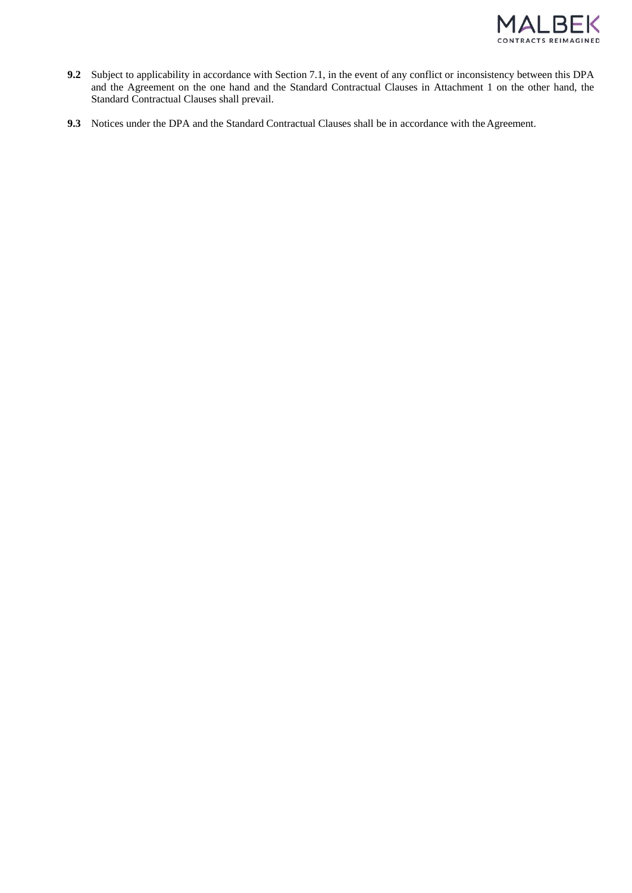**9.2** Subject to applicability in accordance with Section 7.1, in the event of any conflict or inconsistency between this DPA and the Agreement on the one hand and the Standard Contractual Clauses in Attachment 1 on the other hand, the Standard Contractual Clauses shall prevail.

**9.3** Notices under the DPA and the Standard Contractual Clauses shall be in accordance with the Agreement.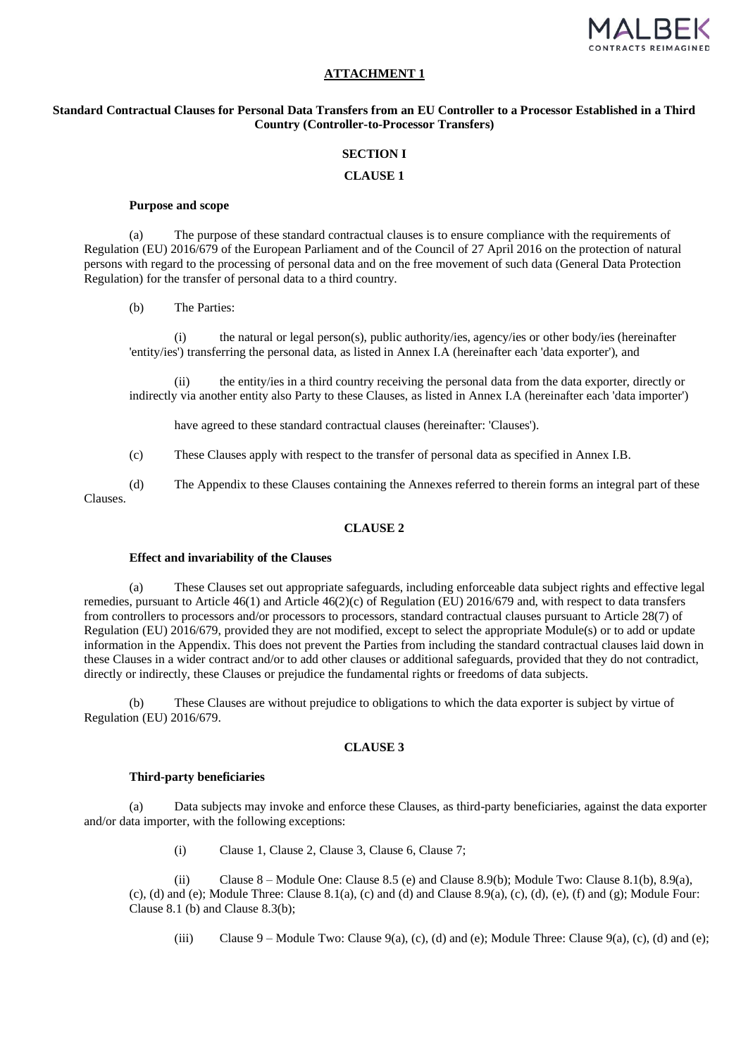## ATTACHMENT 1

### Standard Contractual Clauses for Personal Data Transfers from an EU Controller to a Processor Established in a Third Country (Controller-to-Processor Transfers)

### SECTION I

### CLAUSE 1

**Purpose and scope**

(a) The purpose of these standard contractual clauses is to ensure compliance with the requirements of Regulation (EU) 2016/679 of the European Parliament and of the Council of 27 April 2016 on the protection of natural persons with regard to the processing of personal data and on the free movement of such data (General Data Protection Regulation) for the transfer of personal data to a third country.

(b) The Parties:

(i) the natural or legal person(s), public authority/ies, agency/ies or other body/ies (hereinafter 'entity/ies') transferring the personal data, as listed in Annex I.A (hereinafter each 'data exporter'), and

(ii) the entity/ies in a third country receiving the personal data from the data exporter, directly or indirectly via another entity also Party to these Clauses, as listed in Annex I.A (hereinafter each 'data importer')

have agreed to these standard contractual clauses (hereinafter: 'Clauses').

(c) These Clauses apply with respect to the transfer of personal data as specified in Annex I.B.

(d) The Appendix to these Clauses containing the Annexes referred to therein forms an integral part of these Clauses.

### CLAUSE 2

**Effect and invariability of the Clauses**

(a) These Clauses set out appropriate safeguards, including enforceable data subject rights and effective legal remedies, pursuant to Article 46(1) and Article 46(2)(c) of Regulation (EU) 2016/679 and, with respect to data transfers from controllers to processors and/or processors to processors, standard contractual clauses pursuant to Article 28(7) of Regulation (EU) 2016/679, provided they are not modified, except to select the appropriate Module(s) or to add or update information in the Appendix. This does not prevent the Parties from including the standard contractual clauses laid down in these Clauses in a wider contract and/or to add other clauses or additional safeguards, provided that they do not contradict, directly or indirectly, these Clauses or prejudice the fundamental rights or freedoms of data subjects.

(b) These Clauses are without prejudice to obligations to which the data exporter is subject by virtue of Regulation (EU) 2016/679.

### CLAUSE 3

**Third-party beneficiaries**

(a) Data subjects may invoke and enforce these Clauses, as third-party beneficiaries, against the data exporter and/or data importer, with the following exceptions:

(i) Clause 1, Clause 2, Clause 3, Clause 6, Clause 7;

(ii) Clause 8 – Module One: Clause 8.5 (e) and Clause 8.9(b); Module Two: Clause 8.1(b), 8.9(a), (c), (d) and (e); Module Three: Clause 8.1(a), (c) and (d) and Clause 8.9(a), (c), (d), (e), (f) and (g); Module Four: Clause 8.1 (b) and Clause 8.3(b);

(iii) Clause 9 – Module Two: Clause 9(a), (c), (d) and (e); Module Three: Clause 9(a), (c), (d) and (e);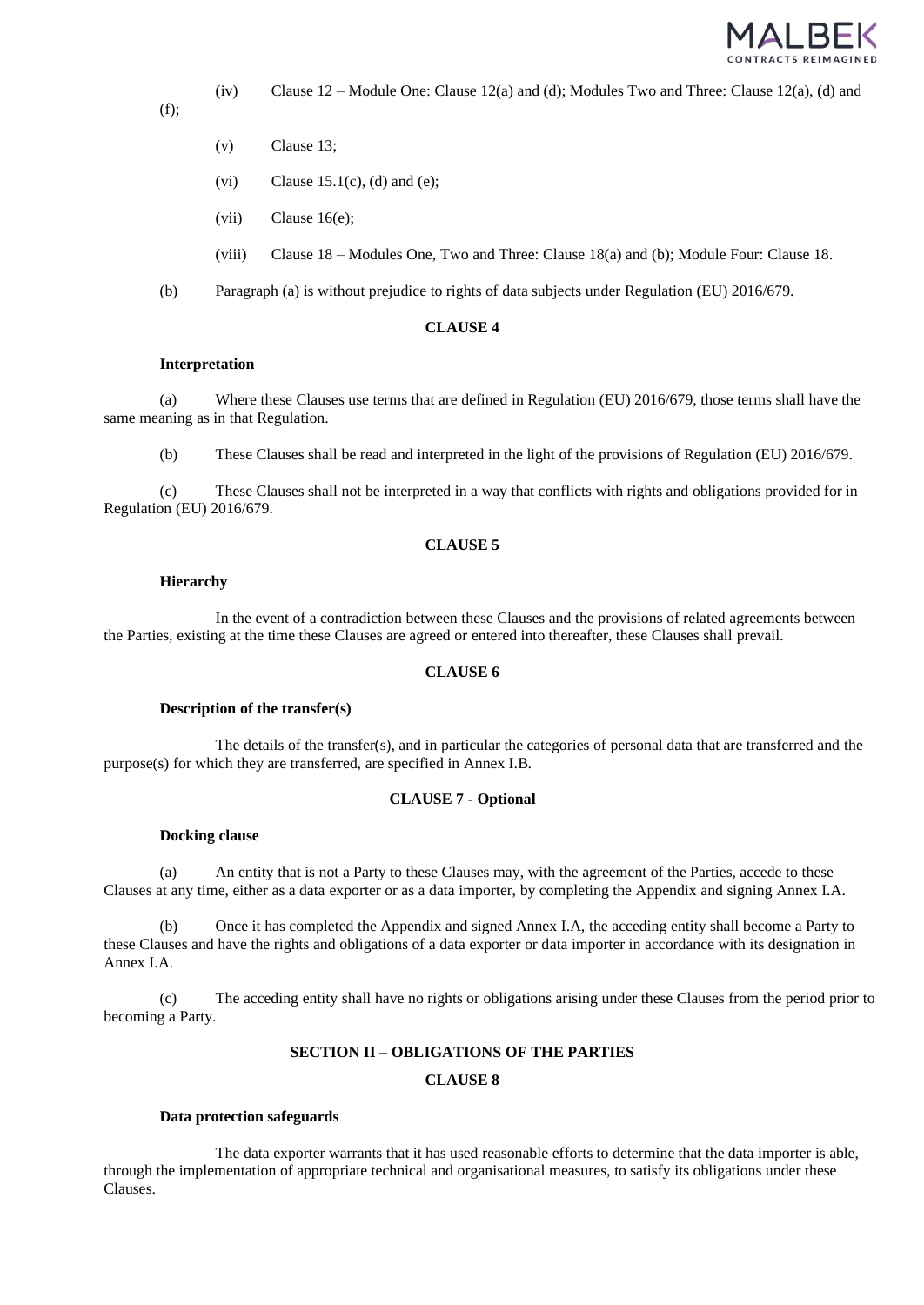(iv) Clause 12 – Module One: Clause 12(a) and (d); Modules Two and Three: Clause 12(a), (d) and (f);

(v) Clause 13;

(vi) Clause 15.1(c), (d) and (e);

(vii) Clause 16(e);

(viii) Clause 18 – Modules One, Two and Three: Clause 18(a) and (b); Module Four: Clause 18.

(b) Paragraph (a) is without prejudice to rights of data subjects under Regulation (EU) 2016/679.

**CLAUSE 4**

**Interpretation**

(a) Where these Clauses use terms that are defined in Regulation (EU) 2016/679, those terms shall have the same meaning as in that Regulation.

(b) These Clauses shall be read and interpreted in the light of the provisions of Regulation (EU) 2016/679.

(c) These Clauses shall not be interpreted in a way that conflicts with rights and obligations provided for in Regulation (EU) 2016/679.

**CLAUSE 5**

**Hierarchy**

In the event of a contradiction between these Clauses and the provisions of related agreements between the Parties, existing at the time these Clauses are agreed or entered into thereafter, these Clauses shall prevail.

**CLAUSE 6**

**Description of the transfer(s)**

The details of the transfer(s), and in particular the categories of personal data that are transferred and the purpose(s) for which they are transferred, are specified in Annex I.B.

**CLAUSE 7 - Optional**

**Docking clause**

(a) An entity that is not a Party to these Clauses may, with the agreement of the Parties, accede to these Clauses at any time, either as a data exporter or as a data importer, by completing the Appendix and signing Annex I.A.

(b) Once it has completed the Appendix and signed Annex I.A, the acceding entity shall become a Party to these Clauses and have the rights and obligations of a data exporter or data importer in accordance with its designation in Annex I.A.

(c) The acceding entity shall have no rights or obligations arising under these Clauses from the period prior to becoming a Party.

**SECTION II – OBLIGATIONS OF THE PARTIES**

**CLAUSE 8**

**Data protection safeguards**

The data exporter warrants that it has used reasonable efforts to determine that the data importer is able, through the implementation of appropriate technical and organisational measures, to satisfy its obligations under these Clauses.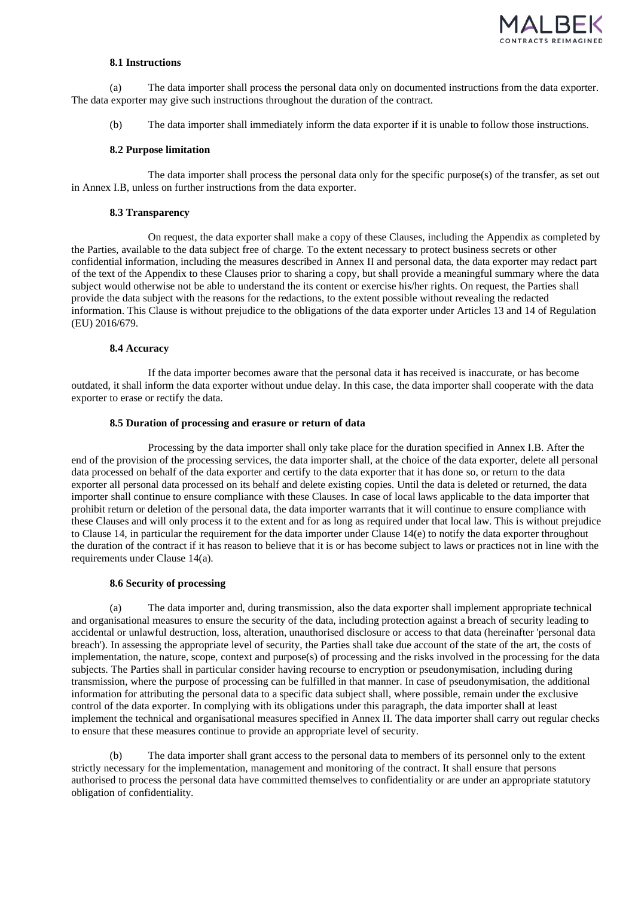**8.1 Instructions**

(a) The data importer shall process the personal data only on documented instructions from the data exporter. The data exporter may give such instructions throughout the duration of the contract.

(b) The data importer shall immediately inform the data exporter if it is unable to follow those instructions.

**8.2 Purpose limitation**

The data importer shall process the personal data only for the specific purpose(s) of the transfer, as set out in Annex I.B, unless on further instructions from the data exporter.

**8.3 Transparency**

On request, the data exporter shall make a copy of these Clauses, including the Appendix as completed by the Parties, available to the data subject free of charge. To the extent necessary to protect business secrets or other confidential information, including the measures described in Annex II and personal data, the data exporter may redact part of the text of the Appendix to these Clauses prior to sharing a copy, but shall provide a meaningful summary where the data subject would otherwise not be able to understand the its content or exercise his/her rights. On request, the Parties shall provide the data subject with the reasons for the redactions, to the extent possible without revealing the redacted information. This Clause is without prejudice to the obligations of the data exporter under Articles 13 and 14 of Regulation (EU) 2016/679.

**8.4 Accuracy**

If the data importer becomes aware that the personal data it has received is inaccurate, or has become outdated, it shall inform the data exporter without undue delay. In this case, the data importer shall cooperate with the data exporter to erase or rectify the data.

**8.5 Duration of processing and erasure or return of data**

Processing by the data importer shall only take place for the duration specified in Annex I.B. After the end of the provision of the processing services, the data importer shall, at the choice of the data exporter, delete all personal data processed on behalf of the data exporter and certify to the data exporter that it has done so, or return to the data exporter all personal data processed on its behalf and delete existing copies. Until the data is deleted or returned, the data importer shall continue to ensure compliance with these Clauses. In case of local laws applicable to the data importer that prohibit return or deletion of the personal data, the data importer warrants that it will continue to ensure compliance with these Clauses and will only process it to the extent and for as long as required under that local law. This is without prejudice to Clause 14, in particular the requirement for the data importer under Clause 14(e) to notify the data exporter throughout the duration of the contract if it has reason to believe that it is or has become subject to laws or practices not in line with the requirements under Clause 14(a).

**8.6 Security of processing**

(a) The data importer and, during transmission, also the data exporter shall implement appropriate technical and organisational measures to ensure the security of the data, including protection against a breach of security leading to accidental or unlawful destruction, loss, alteration, unauthorised disclosure or access to that data (hereinafter 'personal data breach'). In assessing the appropriate level of security, the Parties shall take due account of the state of the art, the costs of implementation, the nature, scope, context and purpose(s) of processing and the risks involved in the processing for the data subjects. The Parties shall in particular consider having recourse to encryption or pseudonymisation, including during transmission, where the purpose of processing can be fulfilled in that manner. In case of pseudonymisation, the additional information for attributing the personal data to a specific data subject shall, where possible, remain under the exclusive control of the data exporter. In complying with its obligations under this paragraph, the data importer shall at least implement the technical and organisational measures specified in Annex II. The data importer shall carry out regular checks to ensure that these measures continue to provide an appropriate level of security.

(b) The data importer shall grant access to the personal data to members of its personnel only to the extent strictly necessary for the implementation, management and monitoring of the contract. It shall ensure that persons authorised to process the personal data have committed themselves to confidentiality or are under an appropriate statutory obligation of confidentiality.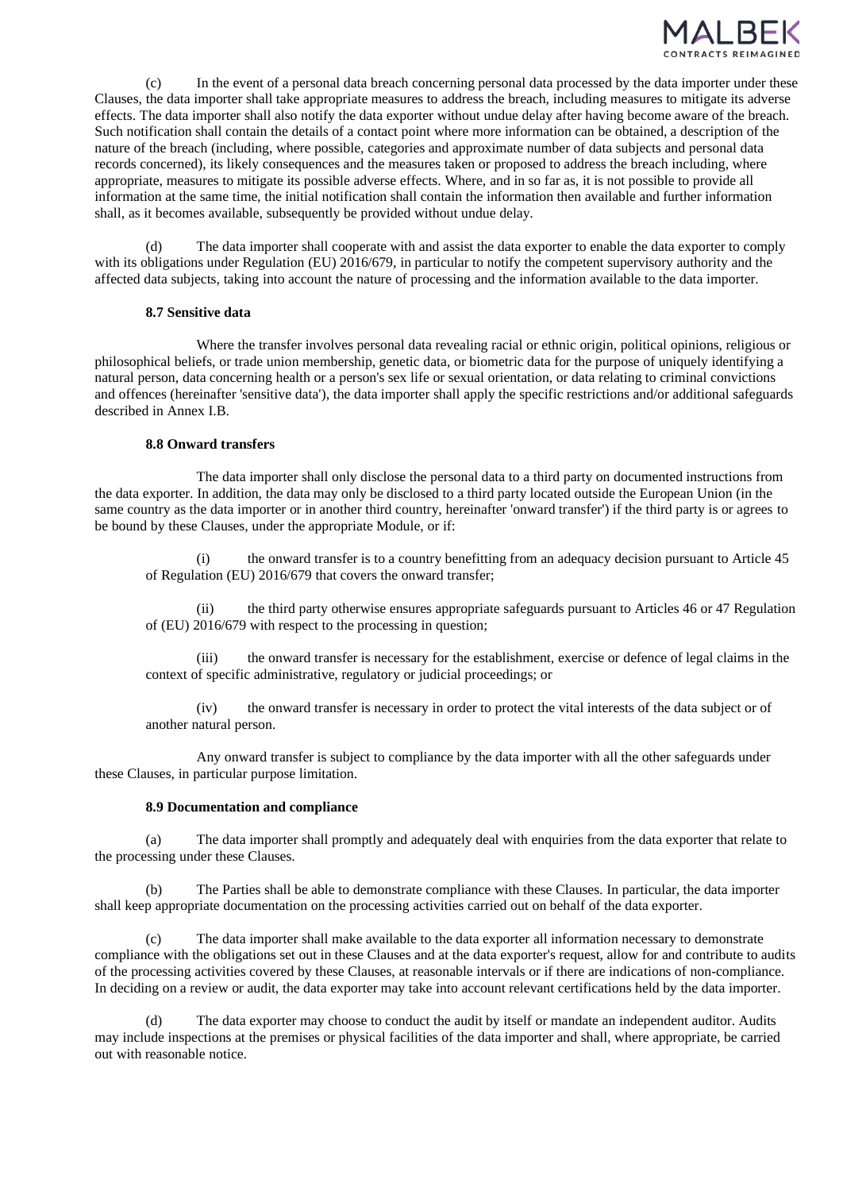(c) In the event of a personal data breach concerning personal data processed by the data importer under these Clauses, the data importer shall take appropriate measures to address the breach, including measures to mitigate its adverse effects. The data importer shall also notify the data exporter without undue delay after having become aware of the breach. Such notification shall contain the details of a contact point where more information can be obtained, a description of the nature of the breach (including, where possible, categories and approximate number of data subjects and personal data records concerned), its likely consequences and the measures taken or proposed to address the breach including, where appropriate, measures to mitigate its possible adverse effects. Where, and in so far as, it is not possible to provide all information at the same time, the initial notification shall contain the information then available and further information shall, as it becomes available, subsequently be provided without undue delay.

(d) The data importer shall cooperate with and assist the data exporter to enable the data exporter to comply with its obligations under Regulation (EU) 2016/679, in particular to notify the competent supervisory authority and the affected data subjects, taking into account the nature of processing and the information available to the data importer.

**8.7 Sensitive data**

Where the transfer involves personal data revealing racial or ethnic origin, political opinions, religious or philosophical beliefs, or trade union membership, genetic data, or biometric data for the purpose of uniquely identifying a natural person, data concerning health or a person's sex life or sexual orientation, or data relating to criminal convictions and offences (hereinafter 'sensitive data'), the data importer shall apply the specific restrictions and/or additional safeguards described in Annex I.B.

**8.8 Onward transfers**

The data importer shall only disclose the personal data to a third party on documented instructions from the data exporter. In addition, the data may only be disclosed to a third party located outside the European Union (in the same country as the data importer or in another third country, hereinafter 'onward transfer') if the third party is or agrees to be bound by these Clauses, under the appropriate Module, or if:

(i) the onward transfer is to a country benefitting from an adequacy decision pursuant to Article 45 of Regulation (EU) 2016/679 that covers the onward transfer;

(ii) the third party otherwise ensures appropriate safeguards pursuant to Articles 46 or 47 Regulation of (EU) 2016/679 with respect to the processing in question;

(iii) the onward transfer is necessary for the establishment, exercise or defence of legal claims in the context of specific administrative, regulatory or judicial proceedings; or

(iv) the onward transfer is necessary in order to protect the vital interests of the data subject or of another natural person.

Any onward transfer is subject to compliance by the data importer with all the other safeguards under these Clauses, in particular purpose limitation.

**8.9 Documentation and compliance**

(a) The data importer shall promptly and adequately deal with enquiries from the data exporter that relate to the processing under these Clauses.

(b) The Parties shall be able to demonstrate compliance with these Clauses. In particular, the data importer shall keep appropriate documentation on the processing activities carried out on behalf of the data exporter.

(c) The data importer shall make available to the data exporter all information necessary to demonstrate compliance with the obligations set out in these Clauses and at the data exporter's request, allow for and contribute to audits of the processing activities covered by these Clauses, at reasonable intervals or if there are indications of non-compliance. In deciding on a review or audit, the data exporter may take into account relevant certifications held by the data importer.

(d) The data exporter may choose to conduct the audit by itself or mandate an independent auditor. Audits may include inspections at the premises or physical facilities of the data importer and shall, where appropriate, be carried out with reasonable notice.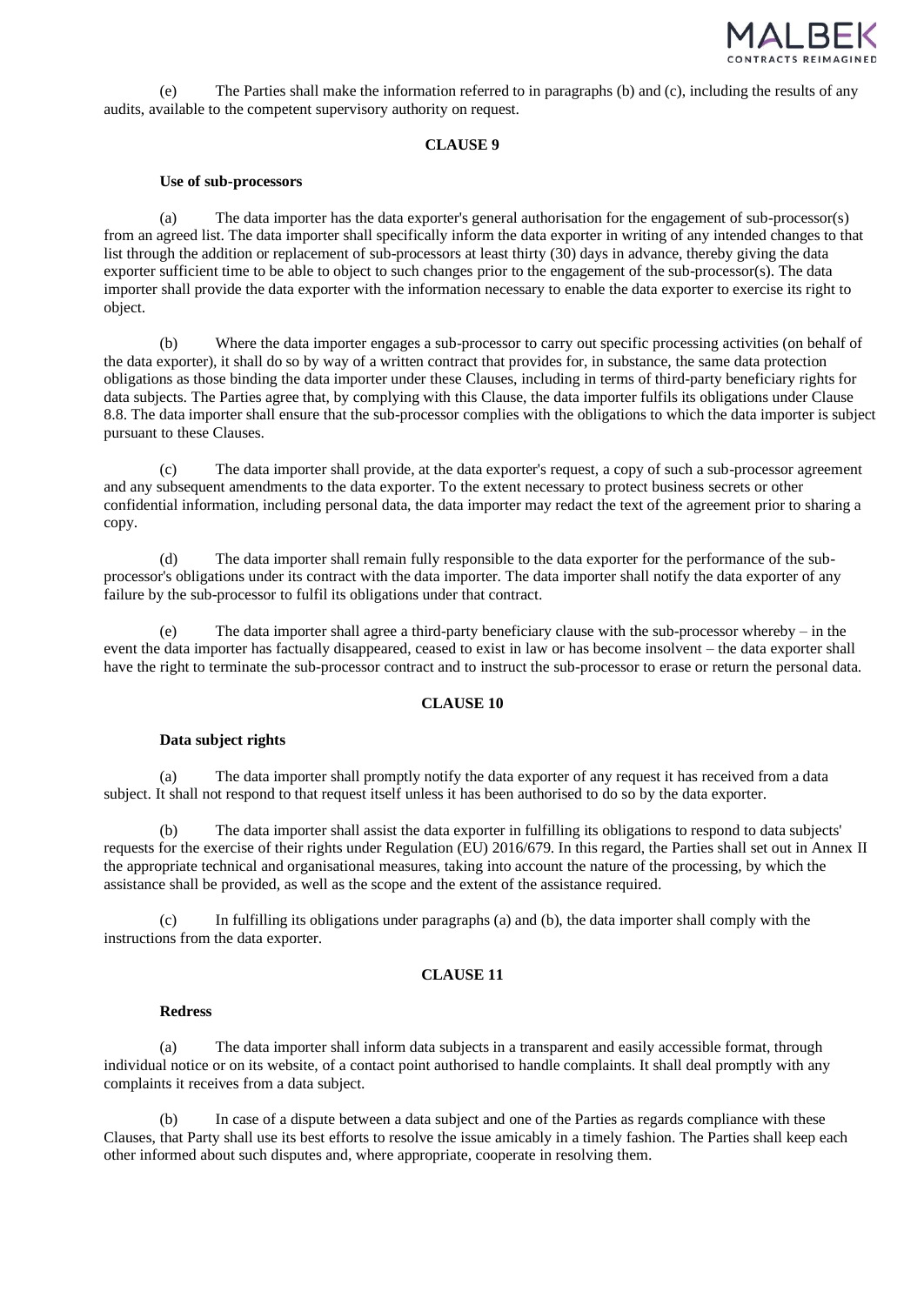(e) The Parties shall make the information referred to in paragraphs (b) and (c), including the results of any audits, available to the competent supervisory authority on request.

**CLAUSE 9**

**Use of sub-processors**

(a) The data importer has the data exporter's general authorisation for the engagement of sub-processor(s) from an agreed list. The data importer shall specifically inform the data exporter in writing of any intended changes to that list through the addition or replacement of sub-processors at least thirty (30) days in advance, thereby giving the data exporter sufficient time to be able to object to such changes prior to the engagement of the sub-processor(s). The data importer shall provide the data exporter with the information necessary to enable the data exporter to exercise its right to object.

(b) Where the data importer engages a sub-processor to carry out specific processing activities (on behalf of the data exporter), it shall do so by way of a written contract that provides for, in substance, the same data protection obligations as those binding the data importer under these Clauses, including in terms of third-party beneficiary rights for data subjects. The Parties agree that, by complying with this Clause, the data importer fulfils its obligations under Clause 8.8. The data importer shall ensure that the sub-processor complies with the obligations to which the data importer is subject pursuant to these Clauses.

(c) The data importer shall provide, at the data exporter's request, a copy of such a sub-processor agreement and any subsequent amendments to the data exporter. To the extent necessary to protect business secrets or other confidential information, including personal data, the data importer may redact the text of the agreement prior to sharing a copy.

(d) The data importer shall remain fully responsible to the data exporter for the performance of the sub-processor's obligations under its contract with the data importer. The data importer shall notify the data exporter of any failure by the sub-processor to fulfil its obligations under that contract.

(e) The data importer shall agree a third-party beneficiary clause with the sub-processor whereby – in the event the data importer has factually disappeared, ceased to exist in law or has become insolvent – the data exporter shall have the right to terminate the sub-processor contract and to instruct the sub-processor to erase or return the personal data.

**CLAUSE 10**

**Data subject rights**

(a) The data importer shall promptly notify the data exporter of any request it has received from a data subject. It shall not respond to that request itself unless it has been authorised to do so by the data exporter.

(b) The data importer shall assist the data exporter in fulfilling its obligations to respond to data subjects' requests for the exercise of their rights under Regulation (EU) 2016/679. In this regard, the Parties shall set out in Annex II the appropriate technical and organisational measures, taking into account the nature of the processing, by which the assistance shall be provided, as well as the scope and the extent of the assistance required.

(c) In fulfilling its obligations under paragraphs (a) and (b), the data importer shall comply with the instructions from the data exporter.

**CLAUSE 11**

**Redress**

(a) The data importer shall inform data subjects in a transparent and easily accessible format, through individual notice or on its website, of a contact point authorised to handle complaints. It shall deal promptly with any complaints it receives from a data subject.

(b) In case of a dispute between a data subject and one of the Parties as regards compliance with these Clauses, that Party shall use its best efforts to resolve the issue amicably in a timely fashion. The Parties shall keep each other informed about such disputes and, where appropriate, cooperate in resolving them.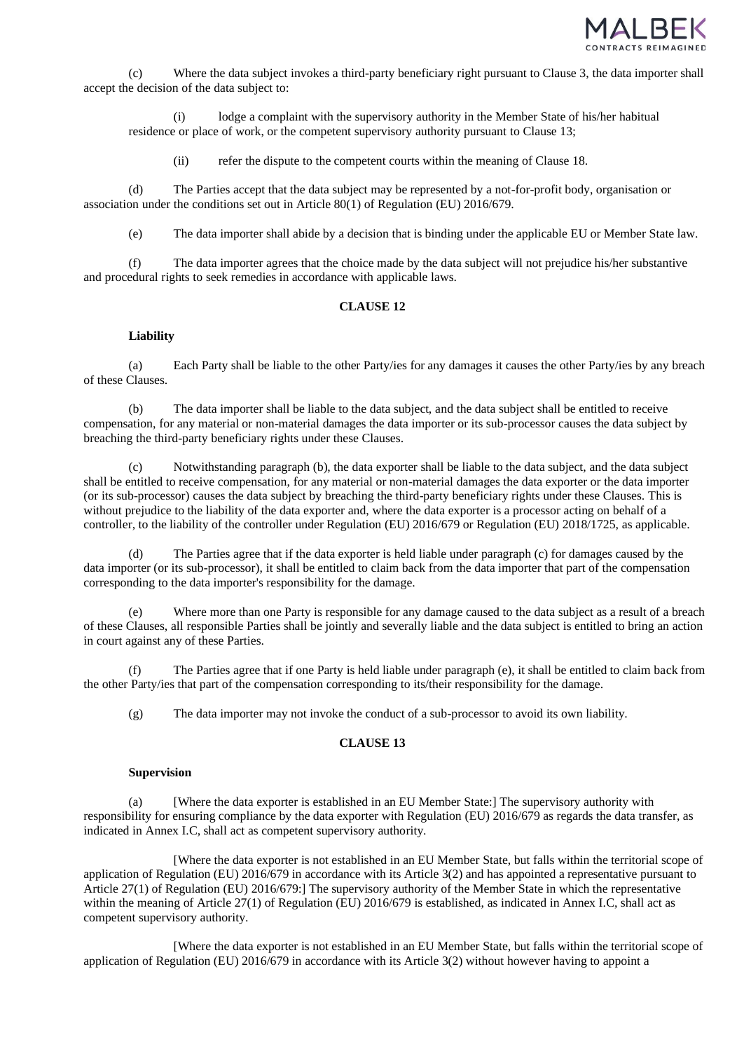(c) Where the data subject invokes a third-party beneficiary right pursuant to Clause 3, the data importer shall accept the decision of the data subject to:

(i) lodge a complaint with the supervisory authority in the Member State of his/her habitual residence or place of work, or the competent supervisory authority pursuant to Clause 13;

(ii) refer the dispute to the competent courts within the meaning of Clause 18.

(d) The Parties accept that the data subject may be represented by a not-for-profit body, organisation or association under the conditions set out in Article 80(1) of Regulation (EU) 2016/679.

(e) The data importer shall abide by a decision that is binding under the applicable EU or Member State law.

(f) The data importer agrees that the choice made by the data subject will not prejudice his/her substantive and procedural rights to seek remedies in accordance with applicable laws.

**CLAUSE 12**

**Liability**

(a) Each Party shall be liable to the other Party/ies for any damages it causes the other Party/ies by any breach of these Clauses.

(b) The data importer shall be liable to the data subject, and the data subject shall be entitled to receive compensation, for any material or non-material damages the data importer or its sub-processor causes the data subject by breaching the third-party beneficiary rights under these Clauses.

(c) Notwithstanding paragraph (b), the data exporter shall be liable to the data subject, and the data subject shall be entitled to receive compensation, for any material or non-material damages the data exporter or the data importer (or its sub-processor) causes the data subject by breaching the third-party beneficiary rights under these Clauses. This is without prejudice to the liability of the data exporter and, where the data exporter is a processor acting on behalf of a controller, to the liability of the controller under Regulation (EU) 2016/679 or Regulation (EU) 2018/1725, as applicable.

(d) The Parties agree that if the data exporter is held liable under paragraph (c) for damages caused by the data importer (or its sub-processor), it shall be entitled to claim back from the data importer that part of the compensation corresponding to the data importer's responsibility for the damage.

(e) Where more than one Party is responsible for any damage caused to the data subject as a result of a breach of these Clauses, all responsible Parties shall be jointly and severally liable and the data subject is entitled to bring an action in court against any of these Parties.

(f) The Parties agree that if one Party is held liable under paragraph (e), it shall be entitled to claim back from the other Party/ies that part of the compensation corresponding to its/their responsibility for the damage.

(g) The data importer may not invoke the conduct of a sub-processor to avoid its own liability.

**CLAUSE 13**

**Supervision**

(a) [Where the data exporter is established in an EU Member State:] The supervisory authority with responsibility for ensuring compliance by the data exporter with Regulation (EU) 2016/679 as regards the data transfer, as indicated in Annex I.C, shall act as competent supervisory authority.

[Where the data exporter is not established in an EU Member State, but falls within the territorial scope of application of Regulation (EU) 2016/679 in accordance with its Article 3(2) and has appointed a representative pursuant to Article 27(1) of Regulation (EU) 2016/679:] The supervisory authority of the Member State in which the representative within the meaning of Article 27(1) of Regulation (EU) 2016/679 is established, as indicated in Annex I.C, shall act as competent supervisory authority.

[Where the data exporter is not established in an EU Member State, but falls within the territorial scope of application of Regulation (EU) 2016/679 in accordance with its Article 3(2) without however having to appoint a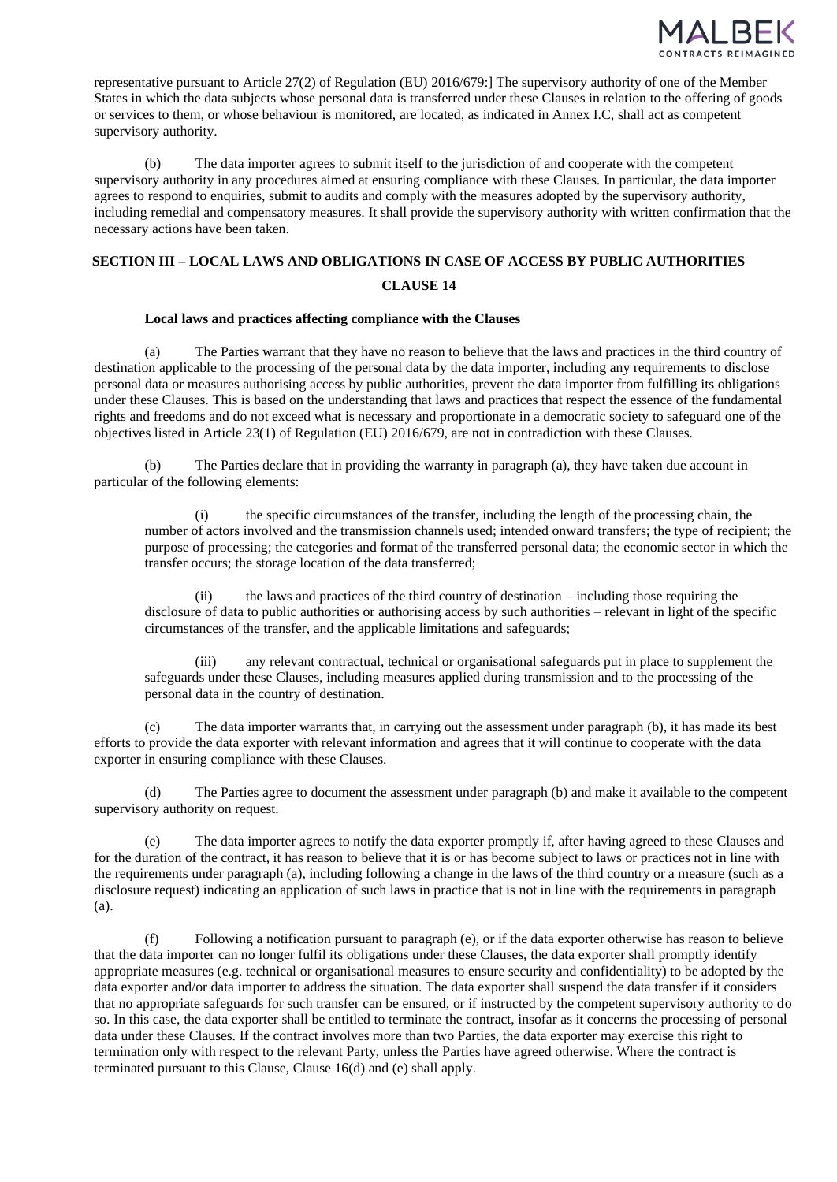representative pursuant to Article 27(2) of Regulation (EU) 2016/679:] The supervisory authority of one of the Member States in which the data subjects whose personal data is transferred under these Clauses in relation to the offering of goods or services to them, or whose behaviour is monitored, are located, as indicated in Annex I.C, shall act as competent supervisory authority.

(b) The data importer agrees to submit itself to the jurisdiction of and cooperate with the competent supervisory authority in any procedures aimed at ensuring compliance with these Clauses. In particular, the data importer agrees to respond to enquiries, submit to audits and comply with the measures adopted by the supervisory authority, including remedial and compensatory measures. It shall provide the supervisory authority with written confirmation that the necessary actions have been taken.

## SECTION III – LOCAL LAWS AND OBLIGATIONS IN CASE OF ACCESS BY PUBLIC AUTHORITIES

### CLAUSE 14

**Local laws and practices affecting compliance with the Clauses**

(a) The Parties warrant that they have no reason to believe that the laws and practices in the third country of destination applicable to the processing of the personal data by the data importer, including any requirements to disclose personal data or measures authorising access by public authorities, prevent the data importer from fulfilling its obligations under these Clauses. This is based on the understanding that laws and practices that respect the essence of the fundamental rights and freedoms and do not exceed what is necessary and proportionate in a democratic society to safeguard one of the objectives listed in Article 23(1) of Regulation (EU) 2016/679, are not in contradiction with these Clauses.

(b) The Parties declare that in providing the warranty in paragraph (a), they have taken due account in particular of the following elements:

(i) the specific circumstances of the transfer, including the length of the processing chain, the number of actors involved and the transmission channels used; intended onward transfers; the type of recipient; the purpose of processing; the categories and format of the transferred personal data; the economic sector in which the transfer occurs; the storage location of the data transferred;

(ii) the laws and practices of the third country of destination – including those requiring the disclosure of data to public authorities or authorising access by such authorities – relevant in light of the specific circumstances of the transfer, and the applicable limitations and safeguards;

(iii) any relevant contractual, technical or organisational safeguards put in place to supplement the safeguards under these Clauses, including measures applied during transmission and to the processing of the personal data in the country of destination.

(c) The data importer warrants that, in carrying out the assessment under paragraph (b), it has made its best efforts to provide the data exporter with relevant information and agrees that it will continue to cooperate with the data exporter in ensuring compliance with these Clauses.

(d) The Parties agree to document the assessment under paragraph (b) and make it available to the competent supervisory authority on request.

(e) The data importer agrees to notify the data exporter promptly if, after having agreed to these Clauses and for the duration of the contract, it has reason to believe that it is or has become subject to laws or practices not in line with the requirements under paragraph (a), including following a change in the laws of the third country or a measure (such as a disclosure request) indicating an application of such laws in practice that is not in line with the requirements in paragraph (a).

(f) Following a notification pursuant to paragraph (e), or if the data exporter otherwise has reason to believe that the data importer can no longer fulfil its obligations under these Clauses, the data exporter shall promptly identify appropriate measures (e.g. technical or organisational measures to ensure security and confidentiality) to be adopted by the data exporter and/or data importer to address the situation. The data exporter shall suspend the data transfer if it considers that no appropriate safeguards for such transfer can be ensured, or if instructed by the competent supervisory authority to do so. In this case, the data exporter shall be entitled to terminate the contract, insofar as it concerns the processing of personal data under these Clauses. If the contract involves more than two Parties, the data exporter may exercise this right to termination only with respect to the relevant Party, unless the Parties have agreed otherwise. Where the contract is terminated pursuant to this Clause, Clause 16(d) and (e) shall apply.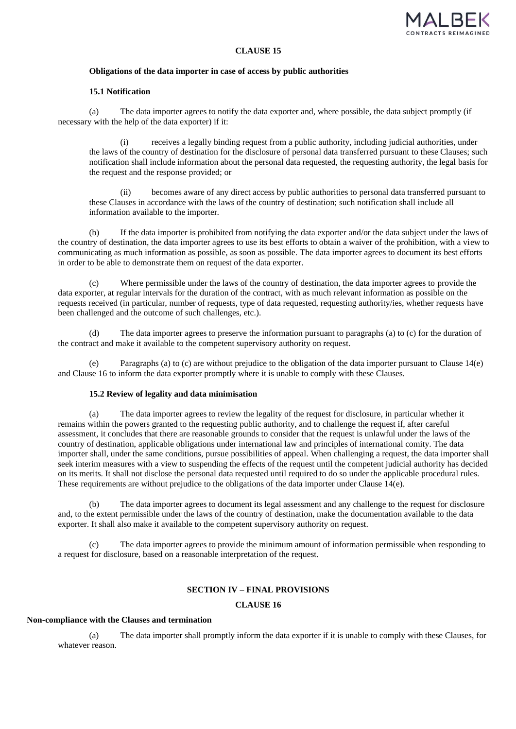## CLAUSE 15

### Obligations of the data importer in case of access by public authorities

#### 15.1 Notification

(a) The data importer agrees to notify the data exporter and, where possible, the data subject promptly (if necessary with the help of the data exporter) if it:

(i) receives a legally binding request from a public authority, including judicial authorities, under the laws of the country of destination for the disclosure of personal data transferred pursuant to these Clauses; such notification shall include information about the personal data requested, the requesting authority, the legal basis for the request and the response provided; or

(ii) becomes aware of any direct access by public authorities to personal data transferred pursuant to these Clauses in accordance with the laws of the country of destination; such notification shall include all information available to the importer.

(b) If the data importer is prohibited from notifying the data exporter and/or the data subject under the laws of the country of destination, the data importer agrees to use its best efforts to obtain a waiver of the prohibition, with a view to communicating as much information as possible, as soon as possible. The data importer agrees to document its best efforts in order to be able to demonstrate them on request of the data exporter.

(c) Where permissible under the laws of the country of destination, the data importer agrees to provide the data exporter, at regular intervals for the duration of the contract, with as much relevant information as possible on the requests received (in particular, number of requests, type of data requested, requesting authority/ies, whether requests have been challenged and the outcome of such challenges, etc.).

(d) The data importer agrees to preserve the information pursuant to paragraphs (a) to (c) for the duration of the contract and make it available to the competent supervisory authority on request.

(e) Paragraphs (a) to (c) are without prejudice to the obligation of the data importer pursuant to Clause 14(e) and Clause 16 to inform the data exporter promptly where it is unable to comply with these Clauses.

#### 15.2 Review of legality and data minimisation

(a) The data importer agrees to review the legality of the request for disclosure, in particular whether it remains within the powers granted to the requesting public authority, and to challenge the request if, after careful assessment, it concludes that there are reasonable grounds to consider that the request is unlawful under the laws of the country of destination, applicable obligations under international law and principles of international comity. The data importer shall, under the same conditions, pursue possibilities of appeal. When challenging a request, the data importer shall seek interim measures with a view to suspending the effects of the request until the competent judicial authority has decided on its merits. It shall not disclose the personal data requested until required to do so under the applicable procedural rules. These requirements are without prejudice to the obligations of the data importer under Clause 14(e).

(b) The data importer agrees to document its legal assessment and any challenge to the request for disclosure and, to the extent permissible under the laws of the country of destination, make the documentation available to the data exporter. It shall also make it available to the competent supervisory authority on request.

(c) The data importer agrees to provide the minimum amount of information permissible when responding to a request for disclosure, based on a reasonable interpretation of the request.

## SECTION IV – FINAL PROVISIONS

## CLAUSE 16

### Non-compliance with the Clauses and termination

(a) The data importer shall promptly inform the data exporter if it is unable to comply with these Clauses, for whatever reason.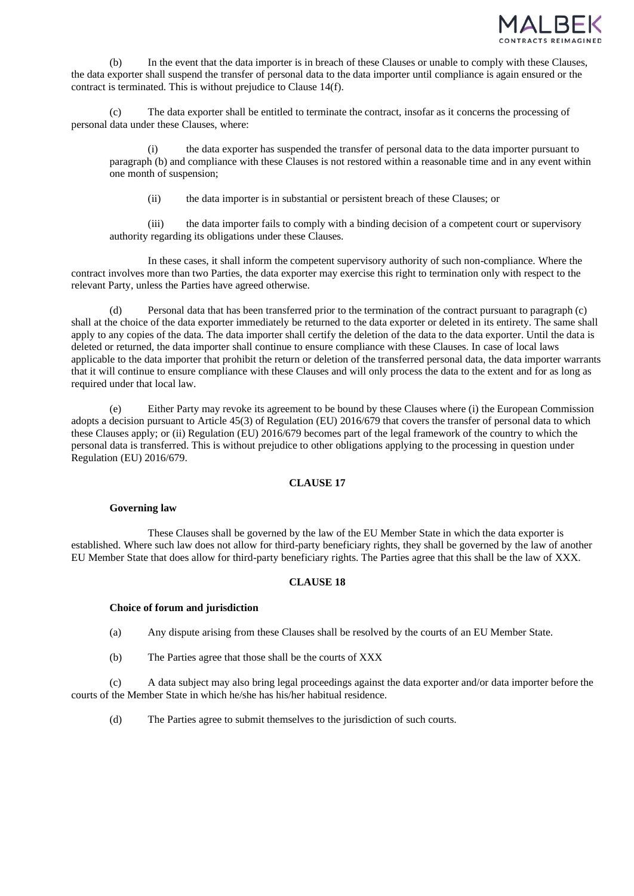(b) In the event that the data importer is in breach of these Clauses or unable to comply with these Clauses, the data exporter shall suspend the transfer of personal data to the data importer until compliance is again ensured or the contract is terminated. This is without prejudice to Clause 14(f).

(c) The data exporter shall be entitled to terminate the contract, insofar as it concerns the processing of personal data under these Clauses, where:

(i) the data exporter has suspended the transfer of personal data to the data importer pursuant to paragraph (b) and compliance with these Clauses is not restored within a reasonable time and in any event within one month of suspension;

(ii) the data importer is in substantial or persistent breach of these Clauses; or

(iii) the data importer fails to comply with a binding decision of a competent court or supervisory authority regarding its obligations under these Clauses.

In these cases, it shall inform the competent supervisory authority of such non-compliance. Where the contract involves more than two Parties, the data exporter may exercise this right to termination only with respect to the relevant Party, unless the Parties have agreed otherwise.

(d) Personal data that has been transferred prior to the termination of the contract pursuant to paragraph (c) shall at the choice of the data exporter immediately be returned to the data exporter or deleted in its entirety. The same shall apply to any copies of the data. The data importer shall certify the deletion of the data to the data exporter. Until the data is deleted or returned, the data importer shall continue to ensure compliance with these Clauses. In case of local laws applicable to the data importer that prohibit the return or deletion of the transferred personal data, the data importer warrants that it will continue to ensure compliance with these Clauses and will only process the data to the extent and for as long as required under that local law.

(e) Either Party may revoke its agreement to be bound by these Clauses where (i) the European Commission adopts a decision pursuant to Article 45(3) of Regulation (EU) 2016/679 that covers the transfer of personal data to which these Clauses apply; or (ii) Regulation (EU) 2016/679 becomes part of the legal framework of the country to which the personal data is transferred. This is without prejudice to other obligations applying to the processing in question under Regulation (EU) 2016/679.

**CLAUSE 17**

**Governing law**

These Clauses shall be governed by the law of the EU Member State in which the data exporter is established. Where such law does not allow for third-party beneficiary rights, they shall be governed by the law of another EU Member State that does allow for third-party beneficiary rights. The Parties agree that this shall be the law of XXX.

**CLAUSE 18**

**Choice of forum and jurisdiction**

(a) Any dispute arising from these Clauses shall be resolved by the courts of an EU Member State.

(b) The Parties agree that those shall be the courts of XXX

(c) A data subject may also bring legal proceedings against the data exporter and/or data importer before the courts of the Member State in which he/she has his/her habitual residence.

(d) The Parties agree to submit themselves to the jurisdiction of such courts.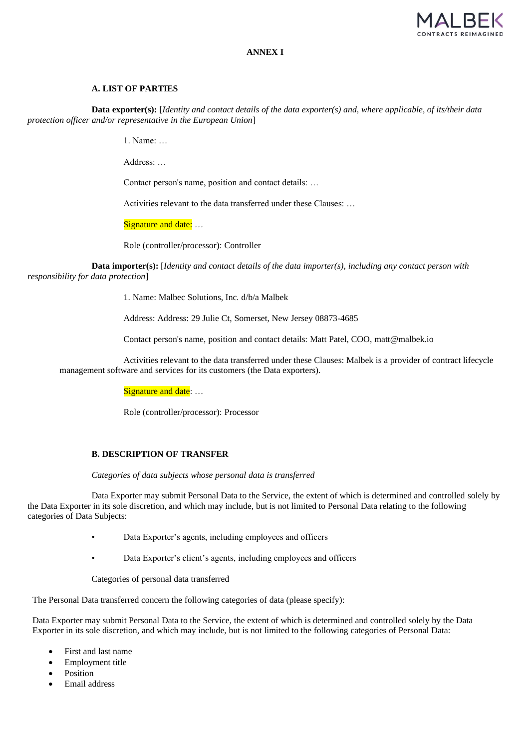**ANNEX I**

**A. LIST OF PARTIES**

**Data exporter(s):** [*Identity and contact details of the data exporter(s) and, where applicable, of its/their data protection officer and/or representative in the European Union*]

1. Name: …

Address: …

Contact person's name, position and contact details: …

Activities relevant to the data transferred under these Clauses: …

Signature and date: …

Role (controller/processor): Controller

**Data importer(s):** [*Identity and contact details of the data importer(s), including any contact person with responsibility for data protection*]

1. Name: Malbec Solutions, Inc. d/b/a Malbek

Address: Address: 29 Julie Ct, Somerset, New Jersey 08873-4685

Contact person's name, position and contact details: Matt Patel, COO, matt@malbek.io

Activities relevant to the data transferred under these Clauses: Malbek is a provider of contract lifecycle management software and services for its customers (the Data exporters).

Signature and date: …

Role (controller/processor): Processor

**B. DESCRIPTION OF TRANSFER**

*Categories of data subjects whose personal data is transferred*

Data Exporter may submit Personal Data to the Service, the extent of which is determined and controlled solely by the Data Exporter in its sole discretion, and which may include, but is not limited to Personal Data relating to the following categories of Data Subjects:

- Data Exporter's agents, including employees and officers
- Data Exporter's client's agents, including employees and officers

Categories of personal data transferred

The Personal Data transferred concern the following categories of data (please specify):

Data Exporter may submit Personal Data to the Service, the extent of which is determined and controlled solely by the Data Exporter in its sole discretion, and which may include, but is not limited to the following categories of Personal Data:

- First and last name
- Employment title
- Position
- Email address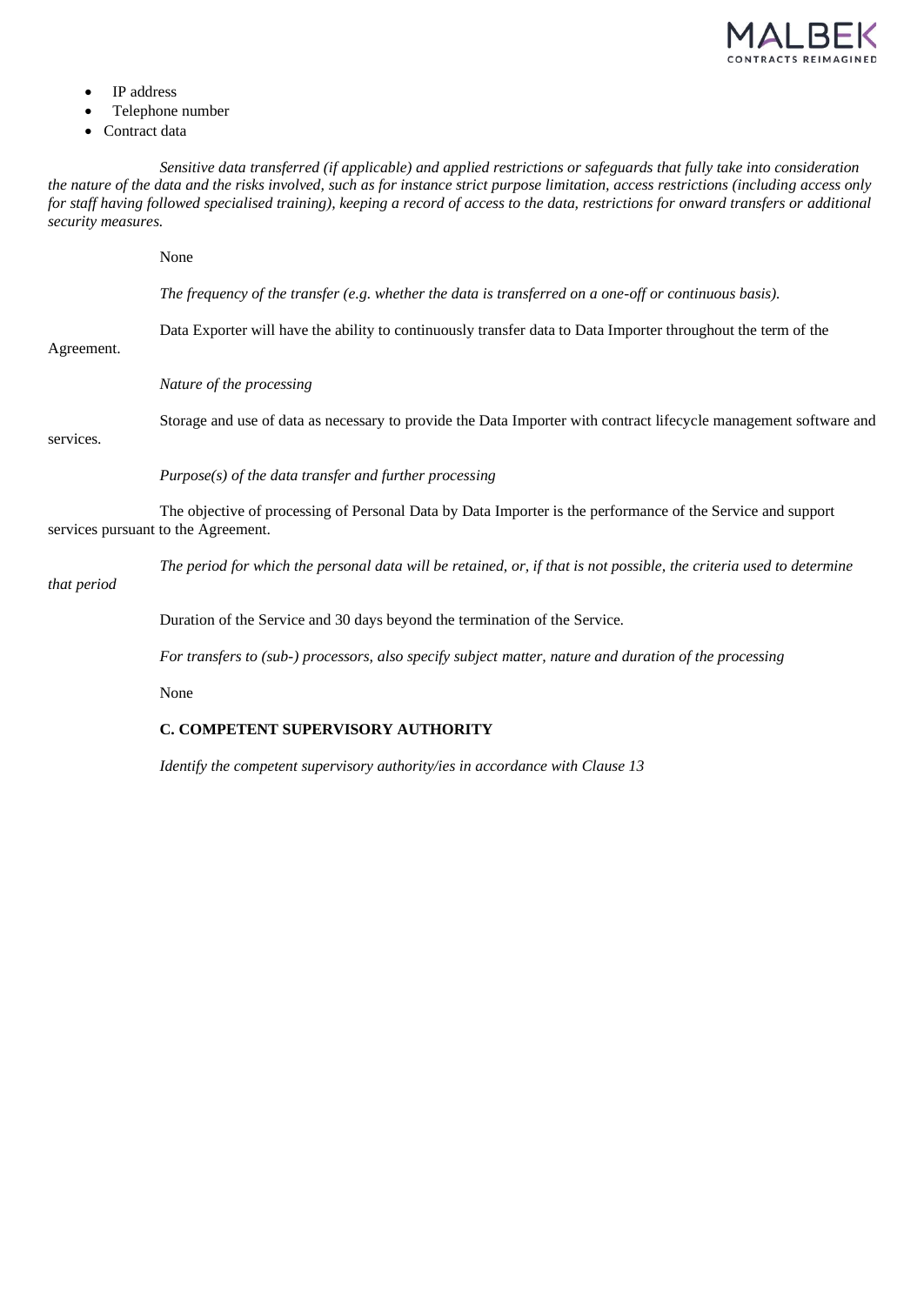- IP address
- Telephone number
- Contract data

*Sensitive data transferred (if applicable) and applied restrictions or safeguards that fully take into consideration the nature of the data and the risks involved, such as for instance strict purpose limitation, access restrictions (including access only for staff having followed specialised training), keeping a record of access to the data, restrictions for onward transfers or additional security measures.*

None

*The frequency of the transfer (e.g. whether the data is transferred on a one-off or continuous basis).*

Data Exporter will have the ability to continuously transfer data to Data Importer throughout the term of the Agreement.

*Nature of the processing*

Storage and use of data as necessary to provide the Data Importer with contract lifecycle management software and services.

*Purpose(s) of the data transfer and further processing*

The objective of processing of Personal Data by Data Importer is the performance of the Service and support services pursuant to the Agreement.

*The period for which the personal data will be retained, or, if that is not possible, the criteria used to determine that period*

Duration of the Service and 30 days beyond the termination of the Service.

*For transfers to (sub-) processors, also specify subject matter, nature and duration of the processing*

None

**C. COMPETENT SUPERVISORY AUTHORITY**

*Identify the competent supervisory authority/ies in accordance with Clause 13*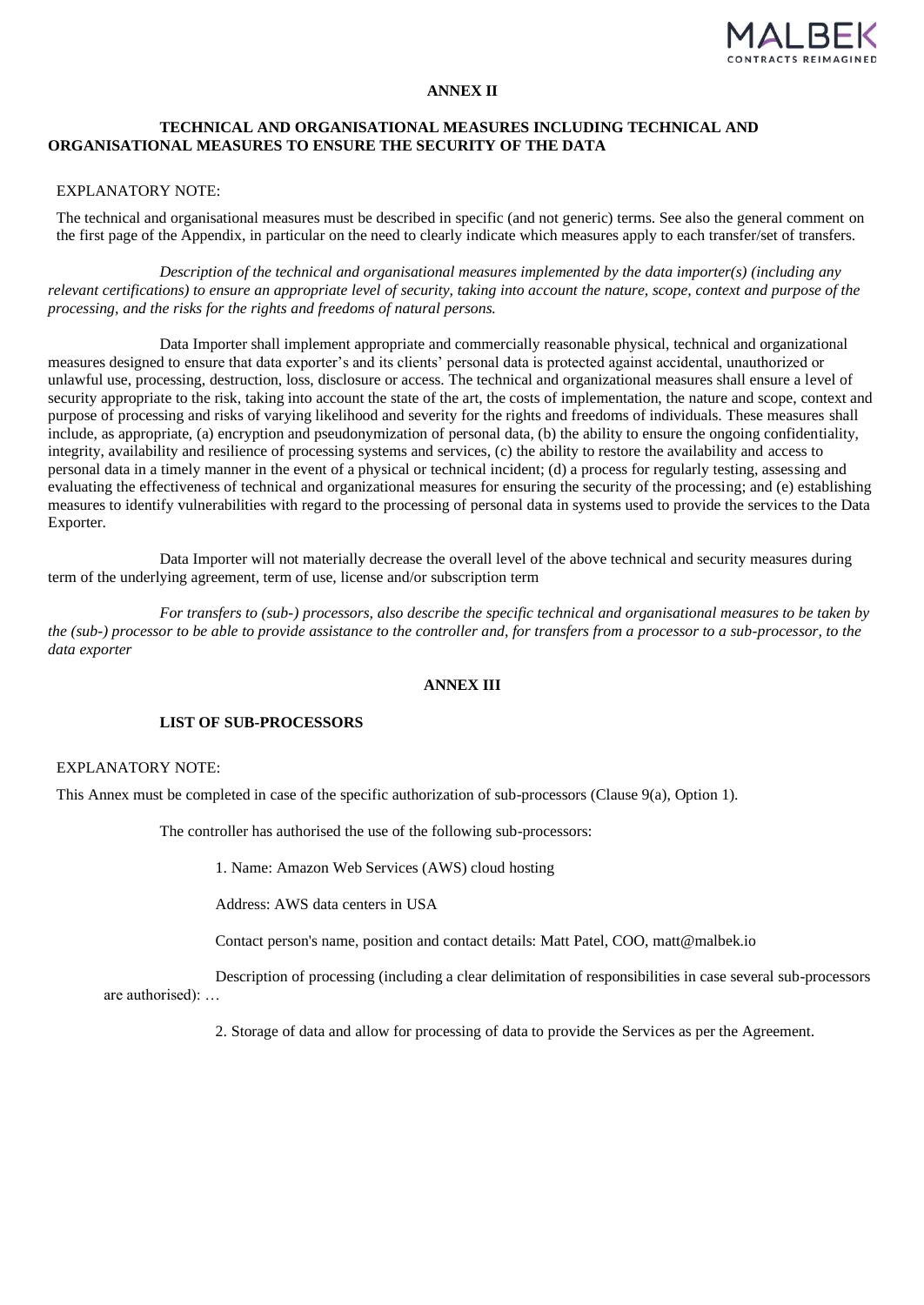## ANNEX II

### TECHNICAL AND ORGANISATIONAL MEASURES INCLUDING TECHNICAL AND ORGANISATIONAL MEASURES TO ENSURE THE SECURITY OF THE DATA

EXPLANATORY NOTE:

The technical and organisational measures must be described in specific (and not generic) terms. See also the general comment on the first page of the Appendix, in particular on the need to clearly indicate which measures apply to each transfer/set of transfers.

*Description of the technical and organisational measures implemented by the data importer(s) (including any relevant certifications) to ensure an appropriate level of security, taking into account the nature, scope, context and purpose of the processing, and the risks for the rights and freedoms of natural persons.*

Data Importer shall implement appropriate and commercially reasonable physical, technical and organizational measures designed to ensure that data exporter's and its clients' personal data is protected against accidental, unauthorized or unlawful use, processing, destruction, loss, disclosure or access. The technical and organizational measures shall ensure a level of security appropriate to the risk, taking into account the state of the art, the costs of implementation, the nature and scope, context and purpose of processing and risks of varying likelihood and severity for the rights and freedoms of individuals. These measures shall include, as appropriate, (a) encryption and pseudonymization of personal data, (b) the ability to ensure the ongoing confidentiality, integrity, availability and resilience of processing systems and services, (c) the ability to restore the availability and access to personal data in a timely manner in the event of a physical or technical incident; (d) a process for regularly testing, assessing and evaluating the effectiveness of technical and organizational measures for ensuring the security of the processing; and (e) establishing measures to identify vulnerabilities with regard to the processing of personal data in systems used to provide the services to the Data Exporter.

Data Importer will not materially decrease the overall level of the above technical and security measures during term of the underlying agreement, term of use, license and/or subscription term

*For transfers to (sub-) processors, also describe the specific technical and organisational measures to be taken by the (sub-) processor to be able to provide assistance to the controller and, for transfers from a processor to a sub-processor, to the data exporter*

## ANNEX III

### LIST OF SUB-PROCESSORS

EXPLANATORY NOTE:

This Annex must be completed in case of the specific authorization of sub-processors (Clause 9(a), Option 1).

The controller has authorised the use of the following sub-processors:

1. Name: Amazon Web Services (AWS) cloud hosting

Address: AWS data centers in USA

Contact person's name, position and contact details: Matt Patel, COO, matt@malbek.io

Description of processing (including a clear delimitation of responsibilities in case several sub-processors are authorised): …

2. Storage of data and allow for processing of data to provide the Services as per the Agreement.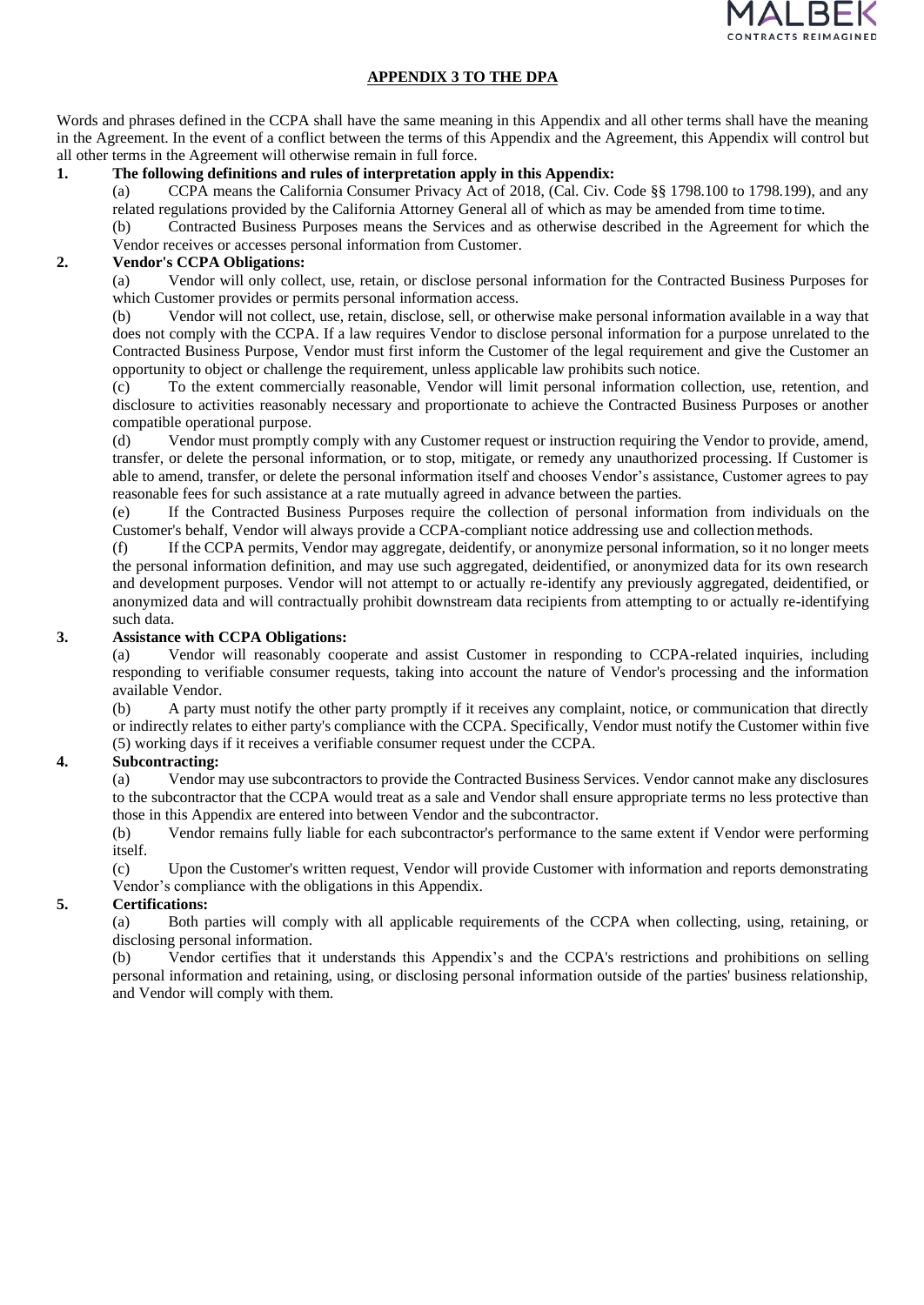## APPENDIX 3 TO THE DPA

Words and phrases defined in the CCPA shall have the same meaning in this Appendix and all other terms shall have the meaning in the Agreement. In the event of a conflict between the terms of this Appendix and the Agreement, this Appendix will control but all other terms in the Agreement will otherwise remain in full force.

**1. The following definitions and rules of interpretation apply in this Appendix:**

(a) CCPA means the California Consumer Privacy Act of 2018, (Cal. Civ. Code §§ 1798.100 to 1798.199), and any related regulations provided by the California Attorney General all of which as may be amended from time to time.

(b) Contracted Business Purposes means the Services and as otherwise described in the Agreement for which the Vendor receives or accesses personal information from Customer.

**2. Vendor's CCPA Obligations:**

(a) Vendor will only collect, use, retain, or disclose personal information for the Contracted Business Purposes for which Customer provides or permits personal information access.

(b) Vendor will not collect, use, retain, disclose, sell, or otherwise make personal information available in a way that does not comply with the CCPA. If a law requires Vendor to disclose personal information for a purpose unrelated to the Contracted Business Purpose, Vendor must first inform the Customer of the legal requirement and give the Customer an opportunity to object or challenge the requirement, unless applicable law prohibits such notice.

(c) To the extent commercially reasonable, Vendor will limit personal information collection, use, retention, and disclosure to activities reasonably necessary and proportionate to achieve the Contracted Business Purposes or another compatible operational purpose.

(d) Vendor must promptly comply with any Customer request or instruction requiring the Vendor to provide, amend, transfer, or delete the personal information, or to stop, mitigate, or remedy any unauthorized processing. If Customer is able to amend, transfer, or delete the personal information itself and chooses Vendor's assistance, Customer agrees to pay reasonable fees for such assistance at a rate mutually agreed in advance between the parties.

(e) If the Contracted Business Purposes require the collection of personal information from individuals on the Customer's behalf, Vendor will always provide a CCPA-compliant notice addressing use and collection methods.

(f) If the CCPA permits, Vendor may aggregate, deidentify, or anonymize personal information, so it no longer meets the personal information definition, and may use such aggregated, deidentified, or anonymized data for its own research and development purposes. Vendor will not attempt to or actually re-identify any previously aggregated, deidentified, or anonymized data and will contractually prohibit downstream data recipients from attempting to or actually re-identifying such data.

**3. Assistance with CCPA Obligations:**

(a) Vendor will reasonably cooperate and assist Customer in responding to CCPA-related inquiries, including responding to verifiable consumer requests, taking into account the nature of Vendor's processing and the information available Vendor.

(b) A party must notify the other party promptly if it receives any complaint, notice, or communication that directly or indirectly relates to either party's compliance with the CCPA. Specifically, Vendor must notify the Customer within five (5) working days if it receives a verifiable consumer request under the CCPA.

**4. Subcontracting:**

(a) Vendor may use subcontractors to provide the Contracted Business Services. Vendor cannot make any disclosures to the subcontractor that the CCPA would treat as a sale and Vendor shall ensure appropriate terms no less protective than those in this Appendix are entered into between Vendor and the subcontractor.

(b) Vendor remains fully liable for each subcontractor's performance to the same extent if Vendor were performing itself.

(c) Upon the Customer's written request, Vendor will provide Customer with information and reports demonstrating Vendor's compliance with the obligations in this Appendix.

**5. Certifications:**

(a) Both parties will comply with all applicable requirements of the CCPA when collecting, using, retaining, or disclosing personal information.

(b) Vendor certifies that it understands this Appendix's and the CCPA's restrictions and prohibitions on selling personal information and retaining, using, or disclosing personal information outside of the parties' business relationship, and Vendor will comply with them.